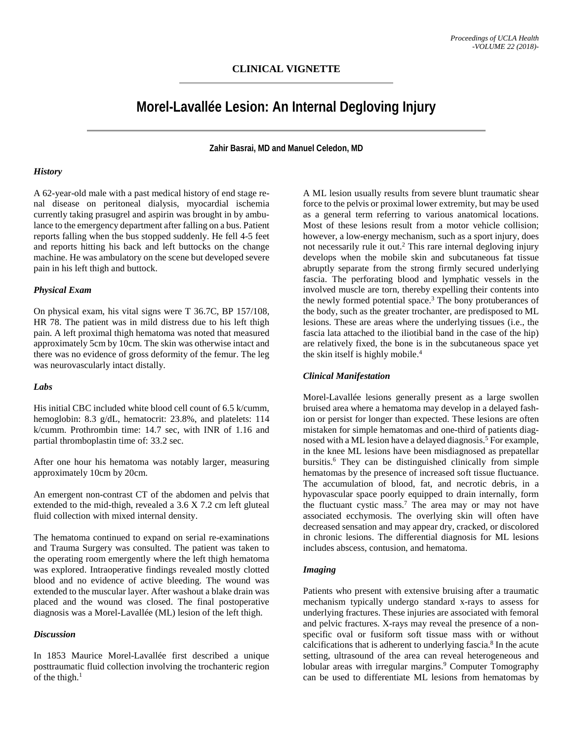# CLINICAL VIGNETTE

# Morel-Lavallée Lesion: An Internal Degloving Injury

**Zahir Basrai, MD and Manuel Celedon, MD**

### *History*

A 62-year-old male with a past medical history of end stage renal disease on peritoneal dialysis, myocardial ischemia currently taking prasugrel and aspirin was brought in by ambulance to the emergency department after falling on a bus. Patient reports falling when the bus stopped suddenly. He fell 4-5 feet and reports hitting his back and left buttocks on the change machine. He was ambulatory on the scene but developed severe pain in his left thigh and buttock.

### *Physical Exam*

On physical exam, his vital signs were T 36.7C, BP 157/108, HR 78. The patient was in mild distress due to his left thigh pain. A left proximal thigh hematoma was noted that measured approximately 5cm by 10cm. The skin was otherwise intact and there was no evidence of gross deformity of the femur. The leg was neurovascularly intact distally.

### *Labs*

His initial CBC included white blood cell count of 6.5 k/cumm, hemoglobin: 8.3 g/dL, hematocrit: 23.8%, and platelets: 114 k/cumm. Prothrombin time: 14.7 sec, with INR of 1.16 and partial thromboplastin time of: 33.2 sec.

After one hour his hematoma was notably larger, measuring approximately 10cm by 20cm.

An emergent non-contrast CT of the abdomen and pelvis that extended to the mid-thigh, revealed a 3.6 X 7.2 cm left gluteal fluid collection with mixed internal density.

The hematoma continued to expand on serial re-examinations and Trauma Surgery was consulted. The patient was taken to the operating room emergently where the left thigh hematoma was explored. Intraoperative findings revealed mostly clotted blood and no evidence of active bleeding. The wound was extended to the muscular layer. After washout a blake drain was placed and the wound was closed. The final postoperative diagnosis was a Morel-Lavallée (ML) lesion of the left thigh.

### *Discussion*

In 1853 Maurice Morel-Lavallée first described a unique posttraumatic fluid collection involving the trochanteric region of the thigh.[1]

A ML lesion usually results from severe blunt traumatic shear force to the pelvis or proximal lower extremity, but may be used as a general term referring to various anatomical locations. Most of these lesions result from a motor vehicle collision; however, a low-energy mechanism, such as a sport injury, does not necessarily rule it out.[2] This rare internal degloving injury develops when the mobile skin and subcutaneous fat tissue abruptly separate from the strong firmly secured underlying fascia. The perforating blood and lymphatic vessels in the involved muscle are torn, thereby expelling their contents into the newly formed potential space.[3] The bony protuberances of the body, such as the greater trochanter, are predisposed to ML lesions. These are areas where the underlying tissues (i.e., the fascia lata attached to the iliotibial band in the case of the hip) are relatively fixed, the bone is in the subcutaneous space yet the skin itself is highly mobile.[4]

### *Clinical Manifestation*

Morel-Lavallée lesions generally present as a large swollen bruised area where a hematoma may develop in a delayed fashion or persist for longer than expected. These lesions are often mistaken for simple hematomas and one-third of patients diagnosed with a ML lesion have a delayed diagnosis.[5] For example, in the knee ML lesions have been misdiagnosed as prepatellar bursitis.[6] They can be distinguished clinically from simple hematomas by the presence of increased soft tissue fluctuance. The accumulation of blood, fat, and necrotic debris, in a hypovascular space poorly equipped to drain internally, form the fluctuant cystic mass.[7] The area may or may not have associated ecchymosis. The overlying skin will often have decreased sensation and may appear dry, cracked, or discolored in chronic lesions. The differential diagnosis for ML lesions includes abscess, contusion, and hematoma.

### *Imaging*

Patients who present with extensive bruising after a traumatic mechanism typically undergo standard x-rays to assess for underlying fractures. These injuries are associated with femoral and pelvic fractures. X-rays may reveal the presence of a non-specific oval or fusiform soft tissue mass with or without calcifications that is adherent to underlying fascia.[8] In the acute setting, ultrasound of the area can reveal heterogeneous and lobular areas with irregular margins.[9] Computer Tomography can be used to differentiate ML lesions from hematomas by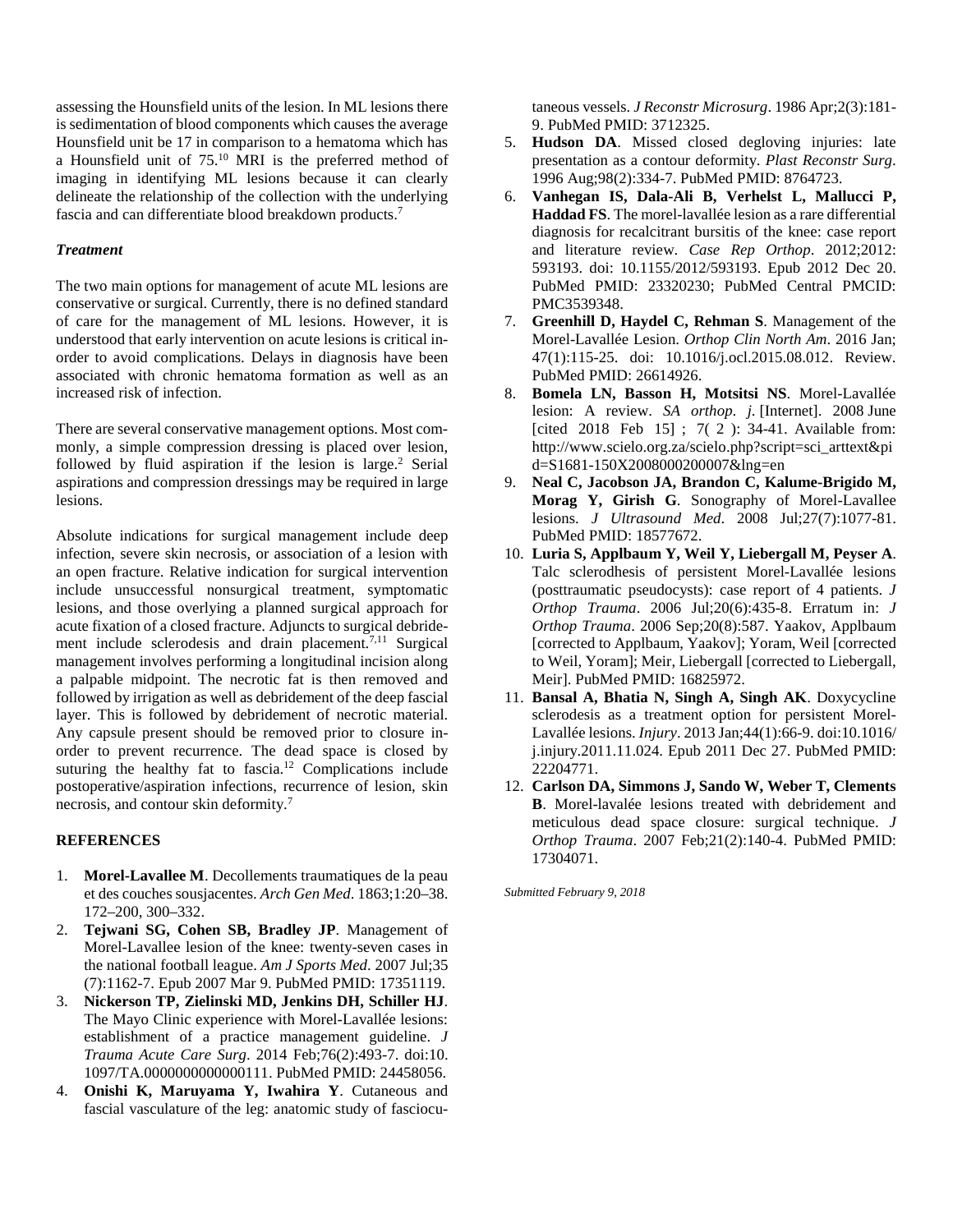assessing the Hounsfield units of the lesion. In ML lesions there is sedimentation of blood components which causes the average Hounsfield unit be 17 in comparison to a hematoma which has a Hounsfield unit of 75.[10] MRI is the preferred method of imaging in identifying ML lesions because it can clearly delineate the relationship of the collection with the underlying fascia and can differentiate blood breakdown products.[7]

### *Treatment*

The two main options for management of acute ML lesions are conservative or surgical. Currently, there is no defined standard of care for the management of ML lesions. However, it is understood that early intervention on acute lesions is critical in-order to avoid complications. Delays in diagnosis have been associated with chronic hematoma formation as well as an increased risk of infection.

There are several conservative management options. Most commonly, a simple compression dressing is placed over lesion, followed by fluid aspiration if the lesion is large.[2] Serial aspirations and compression dressings may be required in large lesions.

Absolute indications for surgical management include deep infection, severe skin necrosis, or association of a lesion with an open fracture. Relative indication for surgical intervention include unsuccessful nonsurgical treatment, symptomatic lesions, and those overlying a planned surgical approach for acute fixation of a closed fracture. Adjuncts to surgical debridement include sclerodesis and drain placement.[7,11] Surgical management involves performing a longitudinal incision along a palpable midpoint. The necrotic fat is then removed and followed by irrigation as well as debridement of the deep fascial layer. This is followed by debridement of necrotic material. Any capsule present should be removed prior to closure in-order to prevent recurrence. The dead space is closed by suturing the healthy fat to fascia.[12] Complications include postoperative/aspiration infections, recurrence of lesion, skin necrosis, and contour skin deformity.[7]

## REFERENCES

1. **Morel-Lavallee M**. Decollements traumatiques de la peau et des couches sousjacentes. *Arch Gen Med*. 1863;1:20–38. 172–200, 300–332.
2. **Tejwani SG, Cohen SB, Bradley JP**. Management of Morel-Lavallee lesion of the knee: twenty-seven cases in the national football league. *Am J Sports Med*. 2007 Jul;35 (7):1162-7. Epub 2007 Mar 9. PubMed PMID: 17351119.
3. **Nickerson TP, Zielinski MD, Jenkins DH, Schiller HJ**. The Mayo Clinic experience with Morel-Lavallée lesions: establishment of a practice management guideline. *J Trauma Acute Care Surg*. 2014 Feb;76(2):493-7. doi:10. 1097/TA.0000000000000111. PubMed PMID: 24458056.
4. **Onishi K, Maruyama Y, Iwahira Y**. Cutaneous and fascial vasculature of the leg: anatomic study of fasciocutaneous vessels. *J Reconstr Microsurg*. 1986 Apr;2(3):181-9. PubMed PMID: 3712325.
5. **Hudson DA**. Missed closed degloving injuries: late presentation as a contour deformity. *Plast Reconstr Surg*. 1996 Aug;98(2):334-7. PubMed PMID: 8764723.
6. **Vanhegan IS, Dala-Ali B, Verhelst L, Mallucci P, Haddad FS**. The morel-lavallée lesion as a rare differential diagnosis for recalcitrant bursitis of the knee: case report and literature review. *Case Rep Orthop*. 2012;2012: 593193. doi: 10.1155/2012/593193. Epub 2012 Dec 20. PubMed PMID: 23320230; PubMed Central PMCID: PMC3539348.
7. **Greenhill D, Haydel C, Rehman S**. Management of the Morel-Lavallée Lesion. *Orthop Clin North Am*. 2016 Jan; 47(1):115-25. doi: 10.1016/j.ocl.2015.08.012. Review. PubMed PMID: 26614926.
8. **Bomela LN, Basson H, Motsitsi NS**. Morel-Lavallée lesion: A review. *SA orthop. j*. [Internet]. 2008 June [cited 2018 Feb 15] ; 7( 2 ): 34-41. Available from: http://www.scielo.org.za/scielo.php?script=sci_arttext&pid=S1681-150X2008000200007&lng=en
9. **Neal C, Jacobson JA, Brandon C, Kalume-Brigido M, Morag Y, Girish G**. Sonography of Morel-Lavallee lesions. *J Ultrasound Med*. 2008 Jul;27(7):1077-81. PubMed PMID: 18577672.
10. **Luria S, Applbaum Y, Weil Y, Liebergall M, Peyser A**. Talc sclerodhesis of persistent Morel-Lavallée lesions (posttraumatic pseudocysts): case report of 4 patients. *J Orthop Trauma*. 2006 Jul;20(6):435-8. Erratum in: *J Orthop Trauma*. 2006 Sep;20(8):587. Yaakov, Applbaum [corrected to Applbaum, Yaakov]; Yoram, Weil [corrected to Weil, Yoram]; Meir, Liebergall [corrected to Liebergall, Meir]. PubMed PMID: 16825972.
11. **Bansal A, Bhatia N, Singh A, Singh AK**. Doxycycline sclerodesis as a treatment option for persistent Morel-Lavallée lesions. *Injury*. 2013 Jan;44(1):66-9. doi:10.1016/j.injury.2011.11.024. Epub 2011 Dec 27. PubMed PMID: 22204771.
12. **Carlson DA, Simmons J, Sando W, Weber T, Clements B**. Morel-lavalée lesions treated with debridement and meticulous dead space closure: surgical technique. *J Orthop Trauma*. 2007 Feb;21(2):140-4. PubMed PMID: 17304071.

*Submitted February 9, 2018*